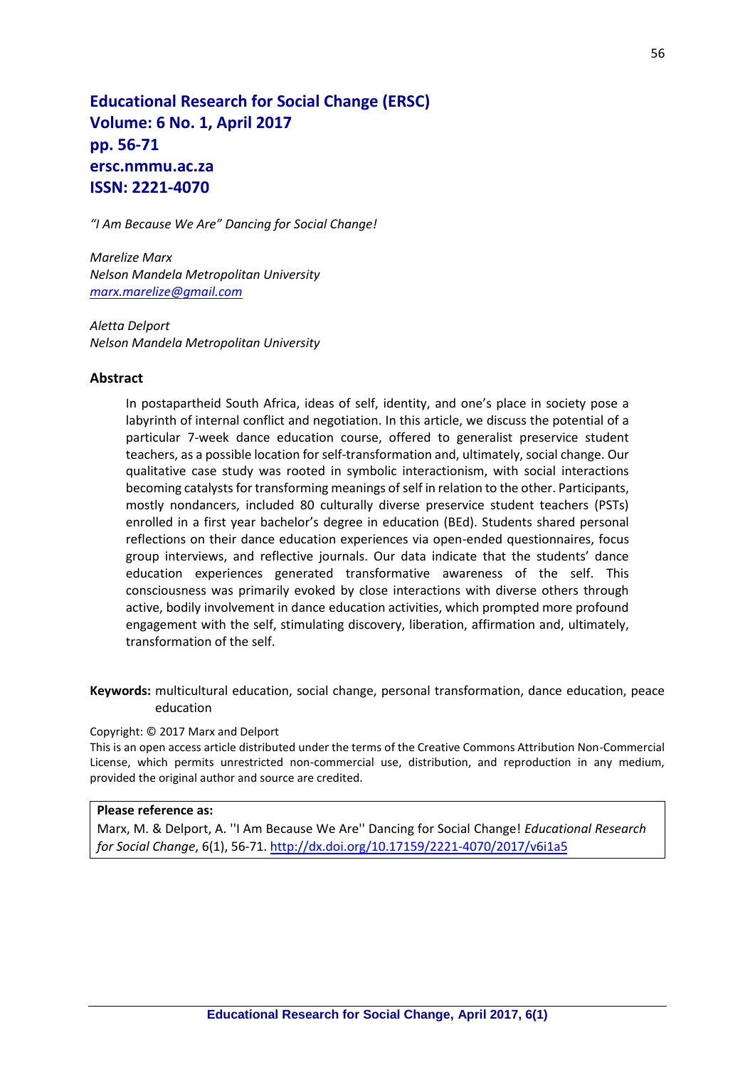**Educational Research for Social Change (ERSC)**
**Volume: 6 No. 1, April 2017**
**pp. 56-71**
**ersc.nmmu.ac.za**
**ISSN: 2221-4070**

*"I Am Because We Are" Dancing for Social Change!*

*Marelize Marx*
*Nelson Mandela Metropolitan University*
*marx.marelize@gmail.com*

*Aletta Delport*
*Nelson Mandela Metropolitan University*

## Abstract

In postapartheid South Africa, ideas of self, identity, and one's place in society pose a labyrinth of internal conflict and negotiation. In this article, we discuss the potential of a particular 7-week dance education course, offered to generalist preservice student teachers, as a possible location for self-transformation and, ultimately, social change. Our qualitative case study was rooted in symbolic interactionism, with social interactions becoming catalysts for transforming meanings of self in relation to the other. Participants, mostly nondancers, included 80 culturally diverse preservice student teachers (PSTs) enrolled in a first year bachelor's degree in education (BEd). Students shared personal reflections on their dance education experiences via open-ended questionnaires, focus group interviews, and reflective journals. Our data indicate that the students' dance education experiences generated transformative awareness of the self. This consciousness was primarily evoked by close interactions with diverse others through active, bodily involvement in dance education activities, which prompted more profound engagement with the self, stimulating discovery, liberation, affirmation and, ultimately, transformation of the self.

**Keywords:** multicultural education, social change, personal transformation, dance education, peace education

Copyright: © 2017 Marx and Delport
This is an open access article distributed under the terms of the Creative Commons Attribution Non-Commercial License, which permits unrestricted non-commercial use, distribution, and reproduction in any medium, provided the original author and source are credited.

**Please reference as:**
Marx, M. & Delport, A. ''I Am Because We Are'' Dancing for Social Change! *Educational Research for Social Change*, 6(1), 56-71. http://dx.doi.org/10.17159/2221-4070/2017/v6i1a5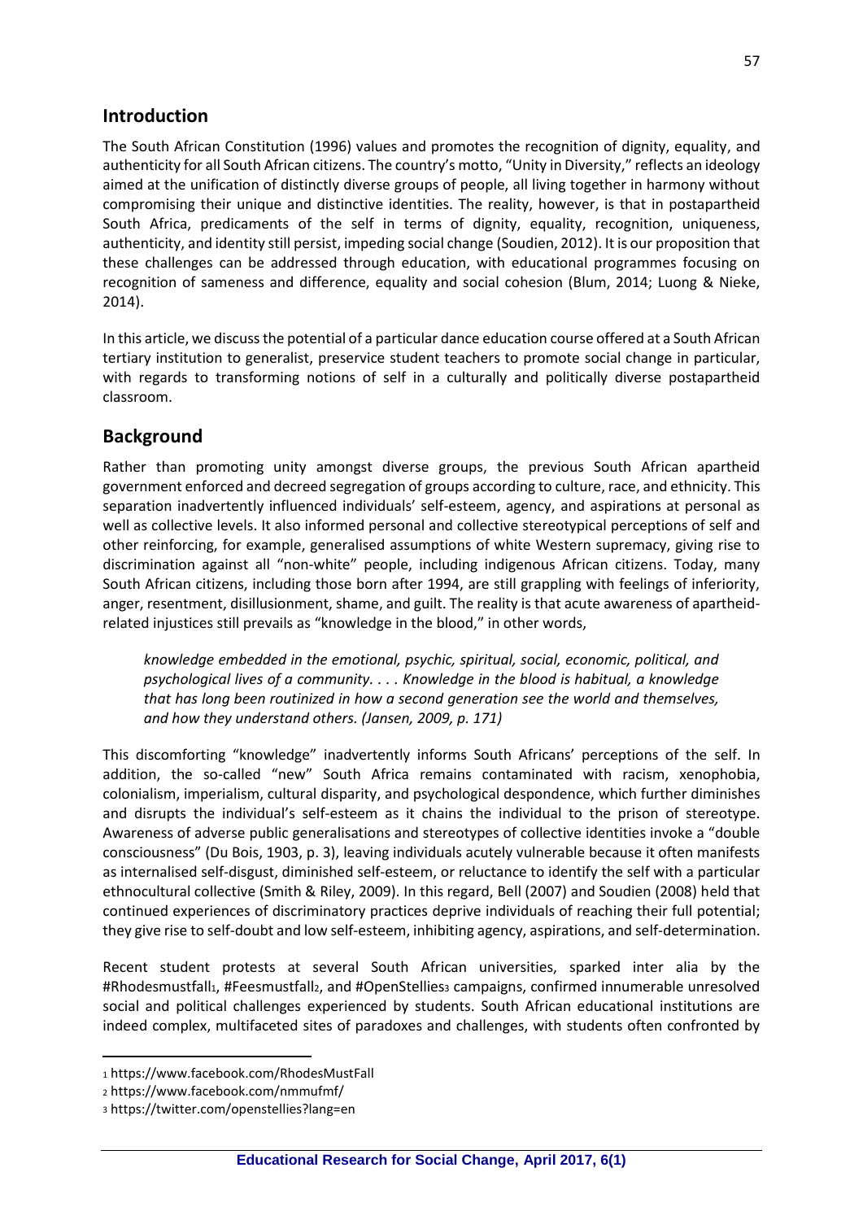## Introduction

The South African Constitution (1996) values and promotes the recognition of dignity, equality, and authenticity for all South African citizens. The country's motto, "Unity in Diversity," reflects an ideology aimed at the unification of distinctly diverse groups of people, all living together in harmony without compromising their unique and distinctive identities. The reality, however, is that in postapartheid South Africa, predicaments of the self in terms of dignity, equality, recognition, uniqueness, authenticity, and identity still persist, impeding social change (Soudien, 2012). It is our proposition that these challenges can be addressed through education, with educational programmes focusing on recognition of sameness and difference, equality and social cohesion (Blum, 2014; Luong & Nieke, 2014).

In this article, we discuss the potential of a particular dance education course offered at a South African tertiary institution to generalist, preservice student teachers to promote social change in particular, with regards to transforming notions of self in a culturally and politically diverse postapartheid classroom.

## Background

Rather than promoting unity amongst diverse groups, the previous South African apartheid government enforced and decreed segregation of groups according to culture, race, and ethnicity. This separation inadvertently influenced individuals' self-esteem, agency, and aspirations at personal as well as collective levels. It also informed personal and collective stereotypical perceptions of self and other reinforcing, for example, generalised assumptions of white Western supremacy, giving rise to discrimination against all "non-white" people, including indigenous African citizens. Today, many South African citizens, including those born after 1994, are still grappling with feelings of inferiority, anger, resentment, disillusionment, shame, and guilt. The reality is that acute awareness of apartheid-related injustices still prevails as "knowledge in the blood," in other words,

> *knowledge embedded in the emotional, psychic, spiritual, social, economic, political, and psychological lives of a community. . . . Knowledge in the blood is habitual, a knowledge that has long been routinized in how a second generation see the world and themselves, and how they understand others. (Jansen, 2009, p. 171)*

This discomforting "knowledge" inadvertently informs South Africans' perceptions of the self. In addition, the so-called "new" South Africa remains contaminated with racism, xenophobia, colonialism, imperialism, cultural disparity, and psychological despondence, which further diminishes and disrupts the individual's self-esteem as it chains the individual to the prison of stereotype. Awareness of adverse public generalisations and stereotypes of collective identities invoke a "double consciousness" (Du Bois, 1903, p. 3), leaving individuals acutely vulnerable because it often manifests as internalised self-disgust, diminished self-esteem, or reluctance to identify the self with a particular ethnocultural collective (Smith & Riley, 2009). In this regard, Bell (2007) and Soudien (2008) held that continued experiences of discriminatory practices deprive individuals of reaching their full potential; they give rise to self-doubt and low self-esteem, inhibiting agency, aspirations, and self-determination.

Recent student protests at several South African universities, sparked inter alia by the #Rhodesmustfall[1], #Feesmustfall[2], and #OpenStellies[3] campaigns, confirmed innumerable unresolved social and political challenges experienced by students. South African educational institutions are indeed complex, multifaceted sites of paradoxes and challenges, with students often confronted by

---

[1] https://www.facebook.com/RhodesMustFall

[2] https://www.facebook.com/nmmufmf/

[3] https://twitter.com/openstellies?lang=en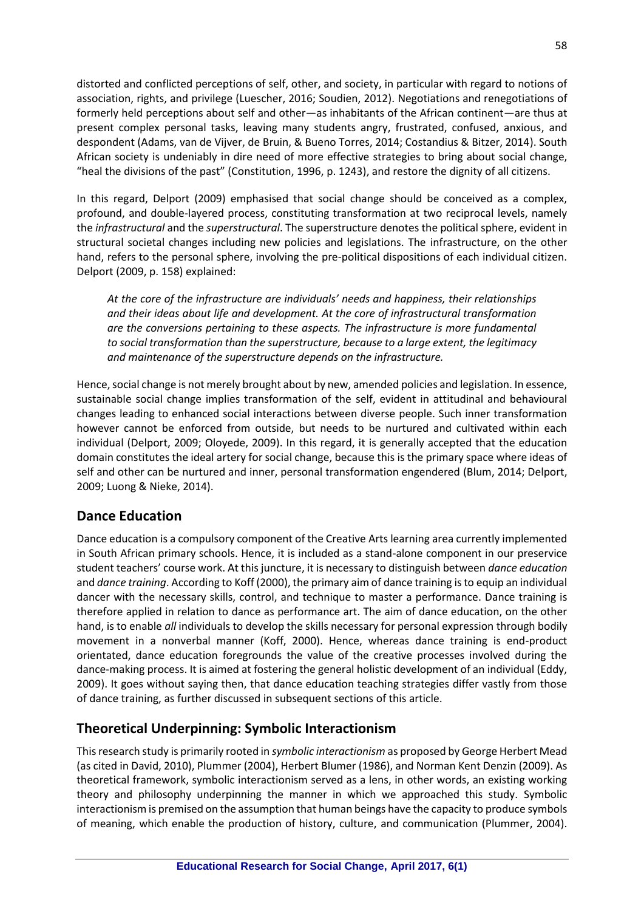distorted and conflicted perceptions of self, other, and society, in particular with regard to notions of association, rights, and privilege (Luescher, 2016; Soudien, 2012). Negotiations and renegotiations of formerly held perceptions about self and other—as inhabitants of the African continent—are thus at present complex personal tasks, leaving many students angry, frustrated, confused, anxious, and despondent (Adams, van de Vijver, de Bruin, & Bueno Torres, 2014; Costandius & Bitzer, 2014). South African society is undeniably in dire need of more effective strategies to bring about social change, "heal the divisions of the past" (Constitution, 1996, p. 1243), and restore the dignity of all citizens.

In this regard, Delport (2009) emphasised that social change should be conceived as a complex, profound, and double-layered process, constituting transformation at two reciprocal levels, namely the *infrastructural* and the *superstructural*. The superstructure denotes the political sphere, evident in structural societal changes including new policies and legislations. The infrastructure, on the other hand, refers to the personal sphere, involving the pre-political dispositions of each individual citizen. Delport (2009, p. 158) explained:

> *At the core of the infrastructure are individuals' needs and happiness, their relationships and their ideas about life and development. At the core of infrastructural transformation are the conversions pertaining to these aspects. The infrastructure is more fundamental to social transformation than the superstructure, because to a large extent, the legitimacy and maintenance of the superstructure depends on the infrastructure.*

Hence, social change is not merely brought about by new, amended policies and legislation. In essence, sustainable social change implies transformation of the self, evident in attitudinal and behavioural changes leading to enhanced social interactions between diverse people. Such inner transformation however cannot be enforced from outside, but needs to be nurtured and cultivated within each individual (Delport, 2009; Oloyede, 2009). In this regard, it is generally accepted that the education domain constitutes the ideal artery for social change, because this is the primary space where ideas of self and other can be nurtured and inner, personal transformation engendered (Blum, 2014; Delport, 2009; Luong & Nieke, 2014).

## Dance Education

Dance education is a compulsory component of the Creative Arts learning area currently implemented in South African primary schools. Hence, it is included as a stand-alone component in our preservice student teachers' course work. At this juncture, it is necessary to distinguish between *dance education* and *dance training*. According to Koff (2000), the primary aim of dance training is to equip an individual dancer with the necessary skills, control, and technique to master a performance. Dance training is therefore applied in relation to dance as performance art. The aim of dance education, on the other hand, is to enable *all* individuals to develop the skills necessary for personal expression through bodily movement in a nonverbal manner (Koff, 2000). Hence, whereas dance training is end-product orientated, dance education foregrounds the value of the creative processes involved during the dance-making process. It is aimed at fostering the general holistic development of an individual (Eddy, 2009). It goes without saying then, that dance education teaching strategies differ vastly from those of dance training, as further discussed in subsequent sections of this article.

## Theoretical Underpinning: Symbolic Interactionism

This research study is primarily rooted in *symbolic interactionism* as proposed by George Herbert Mead (as cited in David, 2010), Plummer (2004), Herbert Blumer (1986), and Norman Kent Denzin (2009). As theoretical framework, symbolic interactionism served as a lens, in other words, an existing working theory and philosophy underpinning the manner in which we approached this study. Symbolic interactionism is premised on the assumption that human beings have the capacity to produce symbols of meaning, which enable the production of history, culture, and communication (Plummer, 2004).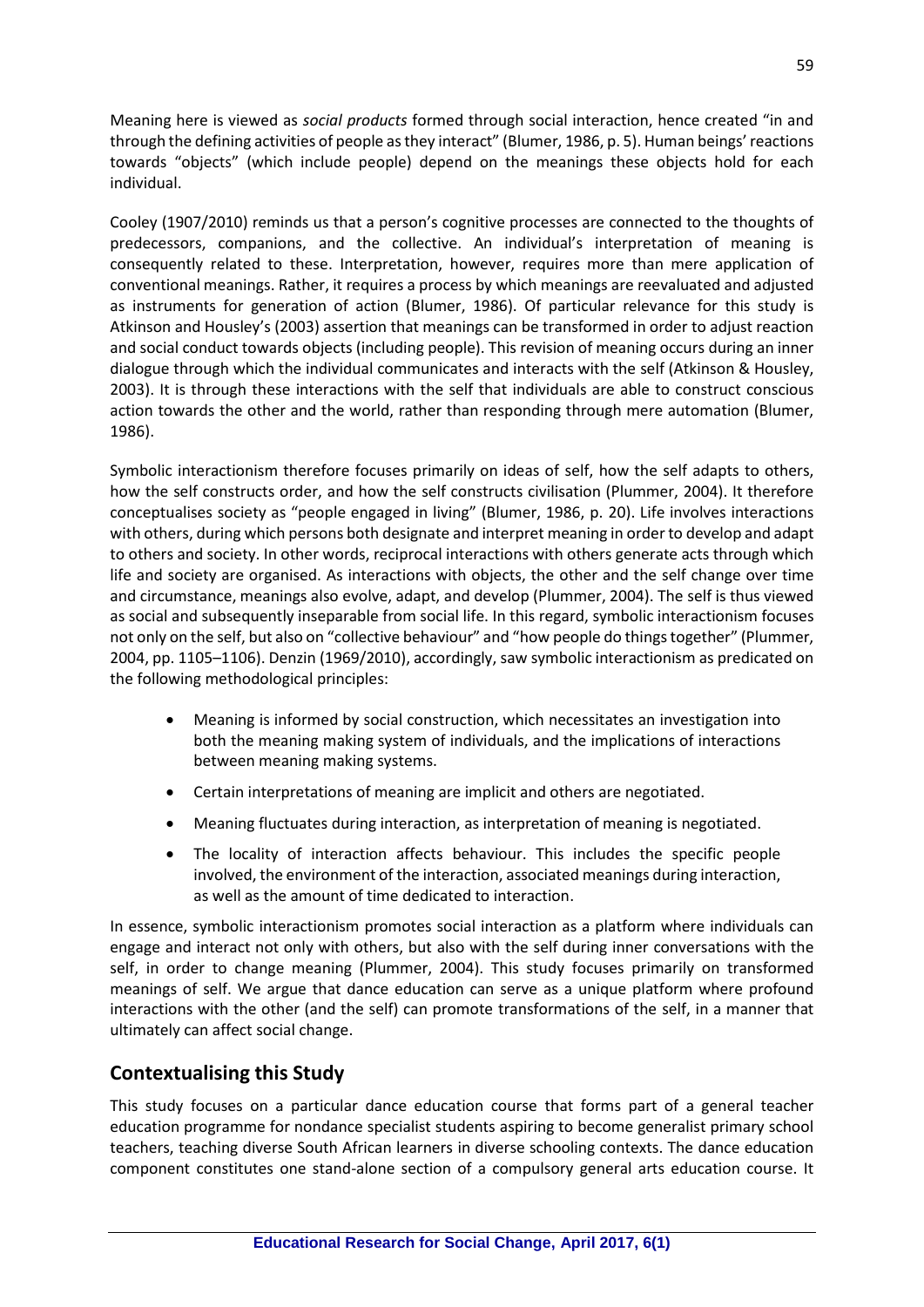Meaning here is viewed as *social products* formed through social interaction, hence created "in and through the defining activities of people as they interact" (Blumer, 1986, p. 5). Human beings' reactions towards "objects" (which include people) depend on the meanings these objects hold for each individual.

Cooley (1907/2010) reminds us that a person's cognitive processes are connected to the thoughts of predecessors, companions, and the collective. An individual's interpretation of meaning is consequently related to these. Interpretation, however, requires more than mere application of conventional meanings. Rather, it requires a process by which meanings are reevaluated and adjusted as instruments for generation of action (Blumer, 1986). Of particular relevance for this study is Atkinson and Housley's (2003) assertion that meanings can be transformed in order to adjust reaction and social conduct towards objects (including people). This revision of meaning occurs during an inner dialogue through which the individual communicates and interacts with the self (Atkinson & Housley, 2003). It is through these interactions with the self that individuals are able to construct conscious action towards the other and the world, rather than responding through mere automation (Blumer, 1986).

Symbolic interactionism therefore focuses primarily on ideas of self, how the self adapts to others, how the self constructs order, and how the self constructs civilisation (Plummer, 2004). It therefore conceptualises society as "people engaged in living" (Blumer, 1986, p. 20). Life involves interactions with others, during which persons both designate and interpret meaning in order to develop and adapt to others and society. In other words, reciprocal interactions with others generate acts through which life and society are organised. As interactions with objects, the other and the self change over time and circumstance, meanings also evolve, adapt, and develop (Plummer, 2004). The self is thus viewed as social and subsequently inseparable from social life. In this regard, symbolic interactionism focuses not only on the self, but also on "collective behaviour" and "how people do things together" (Plummer, 2004, pp. 1105–1106). Denzin (1969/2010), accordingly, saw symbolic interactionism as predicated on the following methodological principles:

- Meaning is informed by social construction, which necessitates an investigation into both the meaning making system of individuals, and the implications of interactions between meaning making systems.
- Certain interpretations of meaning are implicit and others are negotiated.
- Meaning fluctuates during interaction, as interpretation of meaning is negotiated.
- The locality of interaction affects behaviour. This includes the specific people involved, the environment of the interaction, associated meanings during interaction, as well as the amount of time dedicated to interaction.

In essence, symbolic interactionism promotes social interaction as a platform where individuals can engage and interact not only with others, but also with the self during inner conversations with the self, in order to change meaning (Plummer, 2004). This study focuses primarily on transformed meanings of self. We argue that dance education can serve as a unique platform where profound interactions with the other (and the self) can promote transformations of the self, in a manner that ultimately can affect social change.

## Contextualising this Study

This study focuses on a particular dance education course that forms part of a general teacher education programme for nondance specialist students aspiring to become generalist primary school teachers, teaching diverse South African learners in diverse schooling contexts. The dance education component constitutes one stand-alone section of a compulsory general arts education course. It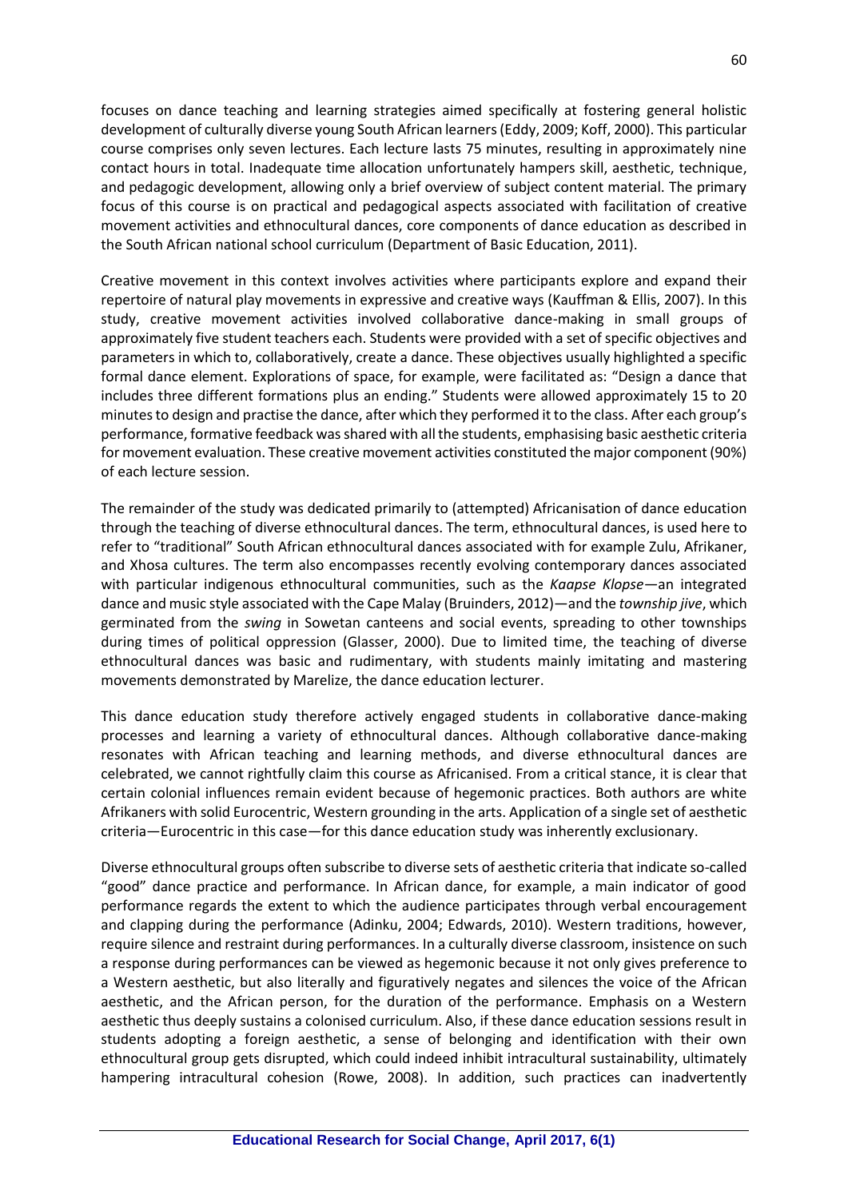focuses on dance teaching and learning strategies aimed specifically at fostering general holistic development of culturally diverse young South African learners (Eddy, 2009; Koff, 2000). This particular course comprises only seven lectures. Each lecture lasts 75 minutes, resulting in approximately nine contact hours in total. Inadequate time allocation unfortunately hampers skill, aesthetic, technique, and pedagogic development, allowing only a brief overview of subject content material. The primary focus of this course is on practical and pedagogical aspects associated with facilitation of creative movement activities and ethnocultural dances, core components of dance education as described in the South African national school curriculum (Department of Basic Education, 2011).

Creative movement in this context involves activities where participants explore and expand their repertoire of natural play movements in expressive and creative ways (Kauffman & Ellis, 2007). In this study, creative movement activities involved collaborative dance-making in small groups of approximately five student teachers each. Students were provided with a set of specific objectives and parameters in which to, collaboratively, create a dance. These objectives usually highlighted a specific formal dance element. Explorations of space, for example, were facilitated as: "Design a dance that includes three different formations plus an ending." Students were allowed approximately 15 to 20 minutes to design and practise the dance, after which they performed it to the class. After each group's performance, formative feedback was shared with all the students, emphasising basic aesthetic criteria for movement evaluation. These creative movement activities constituted the major component (90%) of each lecture session.

The remainder of the study was dedicated primarily to (attempted) Africanisation of dance education through the teaching of diverse ethnocultural dances. The term, ethnocultural dances, is used here to refer to "traditional" South African ethnocultural dances associated with for example Zulu, Afrikaner, and Xhosa cultures. The term also encompasses recently evolving contemporary dances associated with particular indigenous ethnocultural communities, such as the *Kaapse Klopse*—an integrated dance and music style associated with the Cape Malay (Bruinders, 2012)—and the *township jive*, which germinated from the *swing* in Sowetan canteens and social events, spreading to other townships during times of political oppression (Glasser, 2000). Due to limited time, the teaching of diverse ethnocultural dances was basic and rudimentary, with students mainly imitating and mastering movements demonstrated by Marelize, the dance education lecturer.

This dance education study therefore actively engaged students in collaborative dance-making processes and learning a variety of ethnocultural dances. Although collaborative dance-making resonates with African teaching and learning methods, and diverse ethnocultural dances are celebrated, we cannot rightfully claim this course as Africanised. From a critical stance, it is clear that certain colonial influences remain evident because of hegemonic practices. Both authors are white Afrikaners with solid Eurocentric, Western grounding in the arts. Application of a single set of aesthetic criteria—Eurocentric in this case—for this dance education study was inherently exclusionary.

Diverse ethnocultural groups often subscribe to diverse sets of aesthetic criteria that indicate so-called "good" dance practice and performance. In African dance, for example, a main indicator of good performance regards the extent to which the audience participates through verbal encouragement and clapping during the performance (Adinku, 2004; Edwards, 2010). Western traditions, however, require silence and restraint during performances. In a culturally diverse classroom, insistence on such a response during performances can be viewed as hegemonic because it not only gives preference to a Western aesthetic, but also literally and figuratively negates and silences the voice of the African aesthetic, and the African person, for the duration of the performance. Emphasis on a Western aesthetic thus deeply sustains a colonised curriculum. Also, if these dance education sessions result in students adopting a foreign aesthetic, a sense of belonging and identification with their own ethnocultural group gets disrupted, which could indeed inhibit intracultural sustainability, ultimately hampering intracultural cohesion (Rowe, 2008). In addition, such practices can inadvertently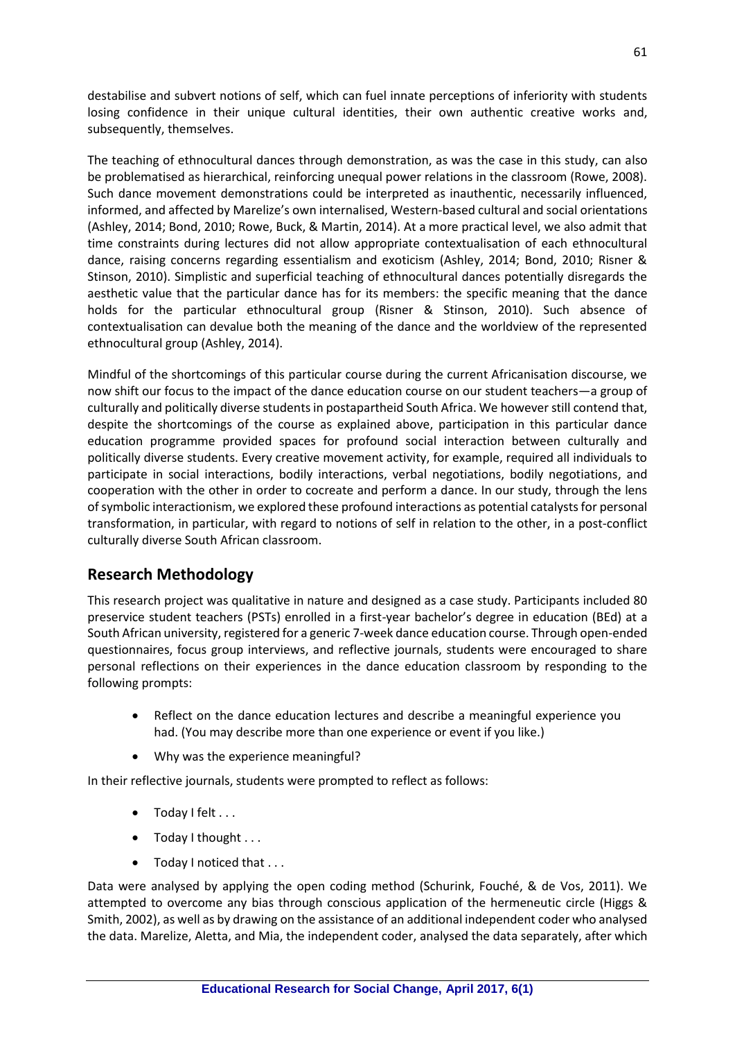destabilise and subvert notions of self, which can fuel innate perceptions of inferiority with students losing confidence in their unique cultural identities, their own authentic creative works and, subsequently, themselves.

The teaching of ethnocultural dances through demonstration, as was the case in this study, can also be problematised as hierarchical, reinforcing unequal power relations in the classroom (Rowe, 2008). Such dance movement demonstrations could be interpreted as inauthentic, necessarily influenced, informed, and affected by Marelize's own internalised, Western-based cultural and social orientations (Ashley, 2014; Bond, 2010; Rowe, Buck, & Martin, 2014). At a more practical level, we also admit that time constraints during lectures did not allow appropriate contextualisation of each ethnocultural dance, raising concerns regarding essentialism and exoticism (Ashley, 2014; Bond, 2010; Risner & Stinson, 2010). Simplistic and superficial teaching of ethnocultural dances potentially disregards the aesthetic value that the particular dance has for its members: the specific meaning that the dance holds for the particular ethnocultural group (Risner & Stinson, 2010). Such absence of contextualisation can devalue both the meaning of the dance and the worldview of the represented ethnocultural group (Ashley, 2014).

Mindful of the shortcomings of this particular course during the current Africanisation discourse, we now shift our focus to the impact of the dance education course on our student teachers—a group of culturally and politically diverse students in postapartheid South Africa. We however still contend that, despite the shortcomings of the course as explained above, participation in this particular dance education programme provided spaces for profound social interaction between culturally and politically diverse students. Every creative movement activity, for example, required all individuals to participate in social interactions, bodily interactions, verbal negotiations, bodily negotiations, and cooperation with the other in order to cocreate and perform a dance. In our study, through the lens of symbolic interactionism, we explored these profound interactions as potential catalysts for personal transformation, in particular, with regard to notions of self in relation to the other, in a post-conflict culturally diverse South African classroom.

## Research Methodology

This research project was qualitative in nature and designed as a case study. Participants included 80 preservice student teachers (PSTs) enrolled in a first-year bachelor's degree in education (BEd) at a South African university, registered for a generic 7-week dance education course. Through open-ended questionnaires, focus group interviews, and reflective journals, students were encouraged to share personal reflections on their experiences in the dance education classroom by responding to the following prompts:

- Reflect on the dance education lectures and describe a meaningful experience you had. (You may describe more than one experience or event if you like.)
- Why was the experience meaningful?

In their reflective journals, students were prompted to reflect as follows:

- Today I felt . . .
- Today I thought . . .
- Today I noticed that . . .

Data were analysed by applying the open coding method (Schurink, Fouché, & de Vos, 2011). We attempted to overcome any bias through conscious application of the hermeneutic circle (Higgs & Smith, 2002), as well as by drawing on the assistance of an additional independent coder who analysed the data. Marelize, Aletta, and Mia, the independent coder, analysed the data separately, after which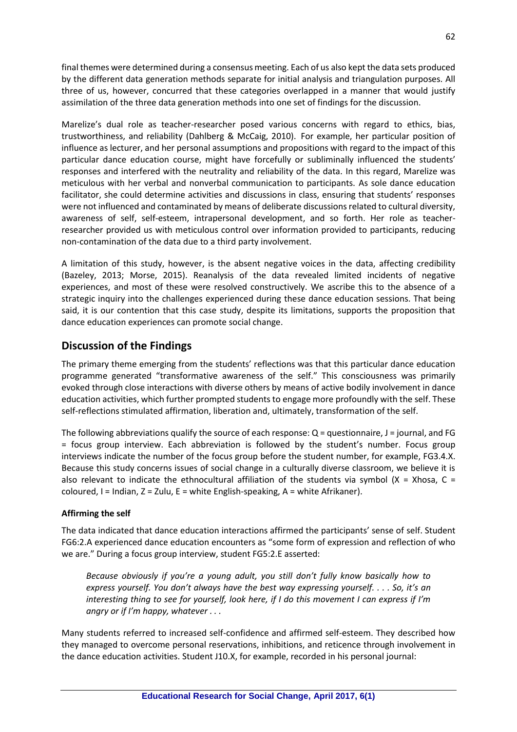final themes were determined during a consensus meeting. Each of us also kept the data sets produced by the different data generation methods separate for initial analysis and triangulation purposes. All three of us, however, concurred that these categories overlapped in a manner that would justify assimilation of the three data generation methods into one set of findings for the discussion.

Marelize's dual role as teacher-researcher posed various concerns with regard to ethics, bias, trustworthiness, and reliability (Dahlberg & McCaig, 2010). For example, her particular position of influence as lecturer, and her personal assumptions and propositions with regard to the impact of this particular dance education course, might have forcefully or subliminally influenced the students' responses and interfered with the neutrality and reliability of the data. In this regard, Marelize was meticulous with her verbal and nonverbal communication to participants. As sole dance education facilitator, she could determine activities and discussions in class, ensuring that students' responses were not influenced and contaminated by means of deliberate discussions related to cultural diversity, awareness of self, self-esteem, intrapersonal development, and so forth. Her role as teacher-researcher provided us with meticulous control over information provided to participants, reducing non-contamination of the data due to a third party involvement.

A limitation of this study, however, is the absent negative voices in the data, affecting credibility (Bazeley, 2013; Morse, 2015). Reanalysis of the data revealed limited incidents of negative experiences, and most of these were resolved constructively. We ascribe this to the absence of a strategic inquiry into the challenges experienced during these dance education sessions. That being said, it is our contention that this case study, despite its limitations, supports the proposition that dance education experiences can promote social change.

## Discussion of the Findings

The primary theme emerging from the students' reflections was that this particular dance education programme generated "transformative awareness of the self." This consciousness was primarily evoked through close interactions with diverse others by means of active bodily involvement in dance education activities, which further prompted students to engage more profoundly with the self. These self-reflections stimulated affirmation, liberation and, ultimately, transformation of the self.

The following abbreviations qualify the source of each response: Q = questionnaire, J = journal, and FG = focus group interview. Each abbreviation is followed by the student's number. Focus group interviews indicate the number of the focus group before the student number, for example, FG3.4.X. Because this study concerns issues of social change in a culturally diverse classroom, we believe it is also relevant to indicate the ethnocultural affiliation of the students via symbol (X = Xhosa, C = coloured, I = Indian, Z = Zulu, E = white English-speaking, A = white Afrikaner).

### Affirming the self

The data indicated that dance education interactions affirmed the participants' sense of self. Student FG6:2.A experienced dance education encounters as "some form of expression and reflection of who we are." During a focus group interview, student FG5:2.E asserted:

> *Because obviously if you're a young adult, you still don't fully know basically how to express yourself. You don't always have the best way expressing yourself. . . . So, it's an interesting thing to see for yourself, look here, if I do this movement I can express if I'm angry or if I'm happy, whatever . . .*

Many students referred to increased self-confidence and affirmed self-esteem. They described how they managed to overcome personal reservations, inhibitions, and reticence through involvement in the dance education activities. Student J10.X, for example, recorded in his personal journal: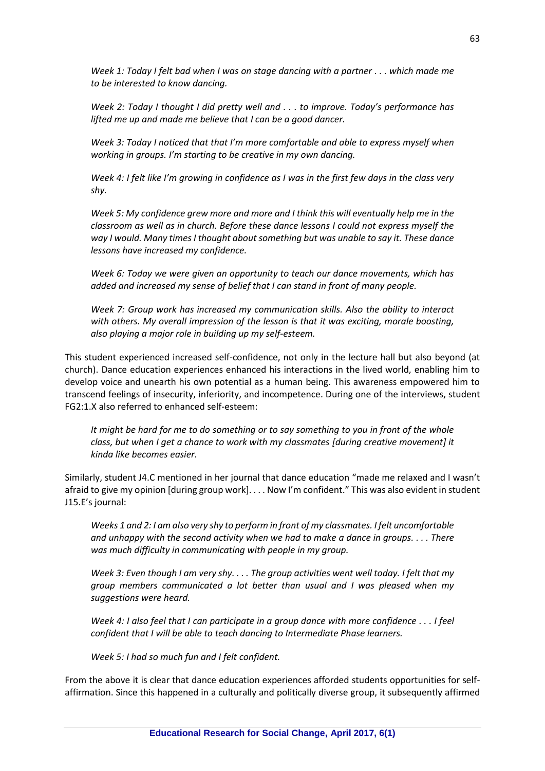*Week 1: Today I felt bad when I was on stage dancing with a partner . . . which made me to be interested to know dancing.*

*Week 2: Today I thought I did pretty well and . . . to improve. Today's performance has lifted me up and made me believe that I can be a good dancer.*

*Week 3: Today I noticed that that I'm more comfortable and able to express myself when working in groups. I'm starting to be creative in my own dancing.*

*Week 4: I felt like I'm growing in confidence as I was in the first few days in the class very shy.*

*Week 5: My confidence grew more and more and I think this will eventually help me in the classroom as well as in church. Before these dance lessons I could not express myself the way I would. Many times I thought about something but was unable to say it. These dance lessons have increased my confidence.*

*Week 6: Today we were given an opportunity to teach our dance movements, which has added and increased my sense of belief that I can stand in front of many people.*

*Week 7: Group work has increased my communication skills. Also the ability to interact with others. My overall impression of the lesson is that it was exciting, morale boosting, also playing a major role in building up my self-esteem.*

This student experienced increased self-confidence, not only in the lecture hall but also beyond (at church). Dance education experiences enhanced his interactions in the lived world, enabling him to develop voice and unearth his own potential as a human being. This awareness empowered him to transcend feelings of insecurity, inferiority, and incompetence. During one of the interviews, student FG2:1.X also referred to enhanced self-esteem:

*It might be hard for me to do something or to say something to you in front of the whole class, but when I get a chance to work with my classmates [during creative movement] it kinda like becomes easier.*

Similarly, student J4.C mentioned in her journal that dance education "made me relaxed and I wasn't afraid to give my opinion [during group work]. . . . Now I'm confident." This was also evident in student J15.E's journal:

*Weeks 1 and 2: I am also very shy to perform in front of my classmates. I felt uncomfortable and unhappy with the second activity when we had to make a dance in groups. . . . There was much difficulty in communicating with people in my group.*

*Week 3: Even though I am very shy. . . . The group activities went well today. I felt that my group members communicated a lot better than usual and I was pleased when my suggestions were heard.*

*Week 4: I also feel that I can participate in a group dance with more confidence . . . I feel confident that I will be able to teach dancing to Intermediate Phase learners.*

*Week 5: I had so much fun and I felt confident.*

From the above it is clear that dance education experiences afforded students opportunities for self-affirmation. Since this happened in a culturally and politically diverse group, it subsequently affirmed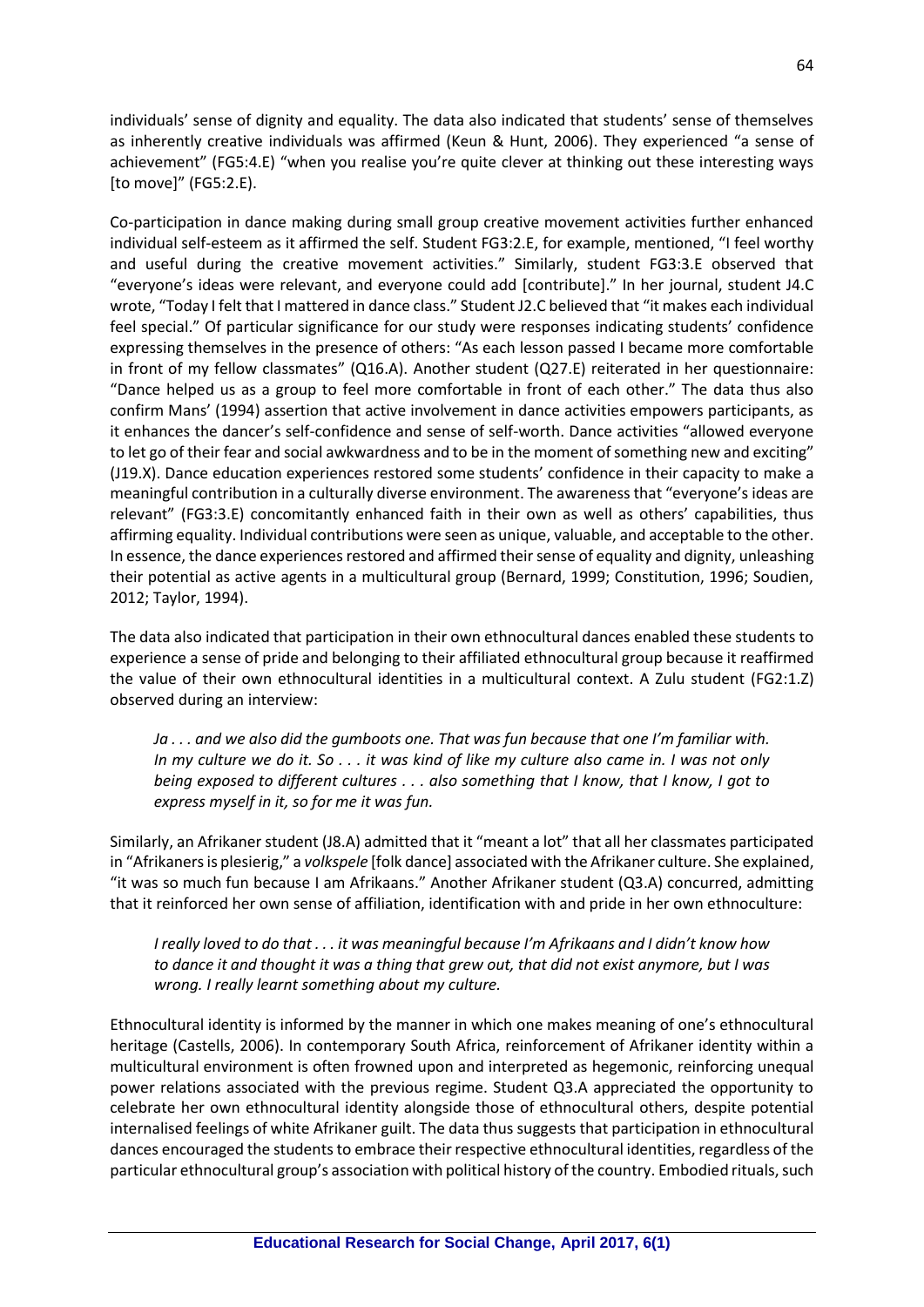individuals' sense of dignity and equality. The data also indicated that students' sense of themselves as inherently creative individuals was affirmed (Keun & Hunt, 2006). They experienced "a sense of achievement" (FG5:4.E) "when you realise you're quite clever at thinking out these interesting ways [to move]" (FG5:2.E).

Co-participation in dance making during small group creative movement activities further enhanced individual self-esteem as it affirmed the self. Student FG3:2.E, for example, mentioned, "I feel worthy and useful during the creative movement activities." Similarly, student FG3:3.E observed that "everyone's ideas were relevant, and everyone could add [contribute]." In her journal, student J4.C wrote, "Today I felt that I mattered in dance class." Student J2.C believed that "it makes each individual feel special." Of particular significance for our study were responses indicating students' confidence expressing themselves in the presence of others: "As each lesson passed I became more comfortable in front of my fellow classmates" (Q16.A). Another student (Q27.E) reiterated in her questionnaire: "Dance helped us as a group to feel more comfortable in front of each other." The data thus also confirm Mans' (1994) assertion that active involvement in dance activities empowers participants, as it enhances the dancer's self-confidence and sense of self-worth. Dance activities "allowed everyone to let go of their fear and social awkwardness and to be in the moment of something new and exciting" (J19.X). Dance education experiences restored some students' confidence in their capacity to make a meaningful contribution in a culturally diverse environment. The awareness that "everyone's ideas are relevant" (FG3:3.E) concomitantly enhanced faith in their own as well as others' capabilities, thus affirming equality. Individual contributions were seen as unique, valuable, and acceptable to the other. In essence, the dance experiences restored and affirmed their sense of equality and dignity, unleashing their potential as active agents in a multicultural group (Bernard, 1999; Constitution, 1996; Soudien, 2012; Taylor, 1994).

The data also indicated that participation in their own ethnocultural dances enabled these students to experience a sense of pride and belonging to their affiliated ethnocultural group because it reaffirmed the value of their own ethnocultural identities in a multicultural context. A Zulu student (FG2:1.Z) observed during an interview:

> *Ja . . . and we also did the gumboots one. That was fun because that one I'm familiar with. In my culture we do it. So . . . it was kind of like my culture also came in. I was not only being exposed to different cultures . . . also something that I know, that I know, I got to express myself in it, so for me it was fun.*

Similarly, an Afrikaner student (J8.A) admitted that it "meant a lot" that all her classmates participated in "Afrikaners is plesierig," a *volkspele* [folk dance] associated with the Afrikaner culture. She explained, "it was so much fun because I am Afrikaans." Another Afrikaner student (Q3.A) concurred, admitting that it reinforced her own sense of affiliation, identification with and pride in her own ethnoculture:

> *I really loved to do that . . . it was meaningful because I'm Afrikaans and I didn't know how to dance it and thought it was a thing that grew out, that did not exist anymore, but I was wrong. I really learnt something about my culture.*

Ethnocultural identity is informed by the manner in which one makes meaning of one's ethnocultural heritage (Castells, 2006). In contemporary South Africa, reinforcement of Afrikaner identity within a multicultural environment is often frowned upon and interpreted as hegemonic, reinforcing unequal power relations associated with the previous regime. Student Q3.A appreciated the opportunity to celebrate her own ethnocultural identity alongside those of ethnocultural others, despite potential internalised feelings of white Afrikaner guilt. The data thus suggests that participation in ethnocultural dances encouraged the students to embrace their respective ethnocultural identities, regardless of the particular ethnocultural group's association with political history of the country. Embodied rituals, such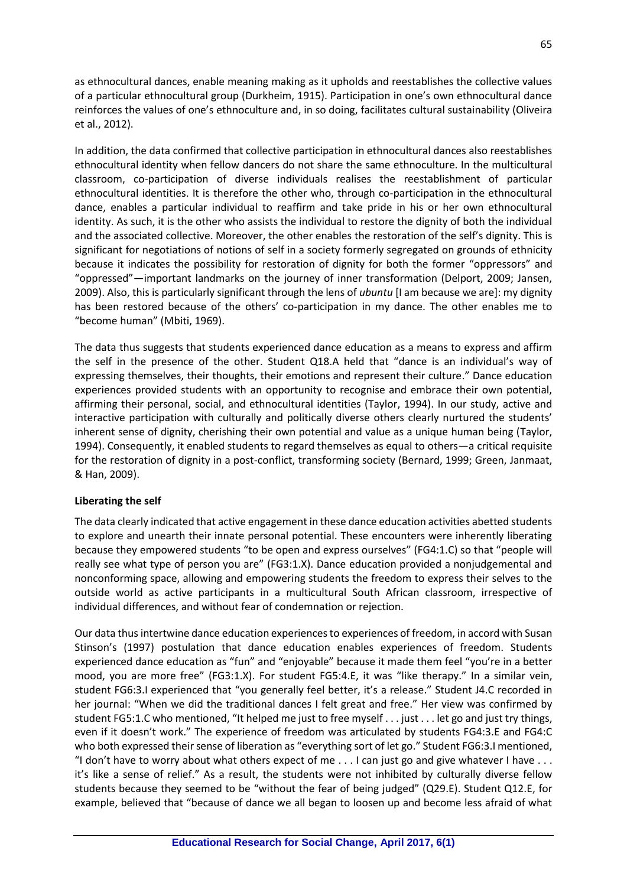as ethnocultural dances, enable meaning making as it upholds and reestablishes the collective values of a particular ethnocultural group (Durkheim, 1915). Participation in one's own ethnocultural dance reinforces the values of one's ethnoculture and, in so doing, facilitates cultural sustainability (Oliveira et al., 2012).

In addition, the data confirmed that collective participation in ethnocultural dances also reestablishes ethnocultural identity when fellow dancers do not share the same ethnoculture. In the multicultural classroom, co-participation of diverse individuals realises the reestablishment of particular ethnocultural identities. It is therefore the other who, through co-participation in the ethnocultural dance, enables a particular individual to reaffirm and take pride in his or her own ethnocultural identity. As such, it is the other who assists the individual to restore the dignity of both the individual and the associated collective. Moreover, the other enables the restoration of the self's dignity. This is significant for negotiations of notions of self in a society formerly segregated on grounds of ethnicity because it indicates the possibility for restoration of dignity for both the former "oppressors" and "oppressed"—important landmarks on the journey of inner transformation (Delport, 2009; Jansen, 2009). Also, this is particularly significant through the lens of *ubuntu* [I am because we are]: my dignity has been restored because of the others' co-participation in my dance. The other enables me to "become human" (Mbiti, 1969).

The data thus suggests that students experienced dance education as a means to express and affirm the self in the presence of the other. Student Q18.A held that "dance is an individual's way of expressing themselves, their thoughts, their emotions and represent their culture." Dance education experiences provided students with an opportunity to recognise and embrace their own potential, affirming their personal, social, and ethnocultural identities (Taylor, 1994). In our study, active and interactive participation with culturally and politically diverse others clearly nurtured the students' inherent sense of dignity, cherishing their own potential and value as a unique human being (Taylor, 1994). Consequently, it enabled students to regard themselves as equal to others—a critical requisite for the restoration of dignity in a post-conflict, transforming society (Bernard, 1999; Green, Janmaat, & Han, 2009).

**Liberating the self**

The data clearly indicated that active engagement in these dance education activities abetted students to explore and unearth their innate personal potential. These encounters were inherently liberating because they empowered students "to be open and express ourselves" (FG4:1.C) so that "people will really see what type of person you are" (FG3:1.X). Dance education provided a nonjudgemental and nonconforming space, allowing and empowering students the freedom to express their selves to the outside world as active participants in a multicultural South African classroom, irrespective of individual differences, and without fear of condemnation or rejection.

Our data thus intertwine dance education experiences to experiences of freedom, in accord with Susan Stinson's (1997) postulation that dance education enables experiences of freedom. Students experienced dance education as "fun" and "enjoyable" because it made them feel "you're in a better mood, you are more free" (FG3:1.X). For student FG5:4.E, it was "like therapy." In a similar vein, student FG6:3.I experienced that "you generally feel better, it's a release." Student J4.C recorded in her journal: "When we did the traditional dances I felt great and free." Her view was confirmed by student FG5:1.C who mentioned, "It helped me just to free myself . . . just . . . let go and just try things, even if it doesn't work." The experience of freedom was articulated by students FG4:3.E and FG4:C who both expressed their sense of liberation as "everything sort of let go." Student FG6:3.I mentioned, "I don't have to worry about what others expect of me . . . I can just go and give whatever I have . . . it's like a sense of relief." As a result, the students were not inhibited by culturally diverse fellow students because they seemed to be "without the fear of being judged" (Q29.E). Student Q12.E, for example, believed that "because of dance we all began to loosen up and become less afraid of what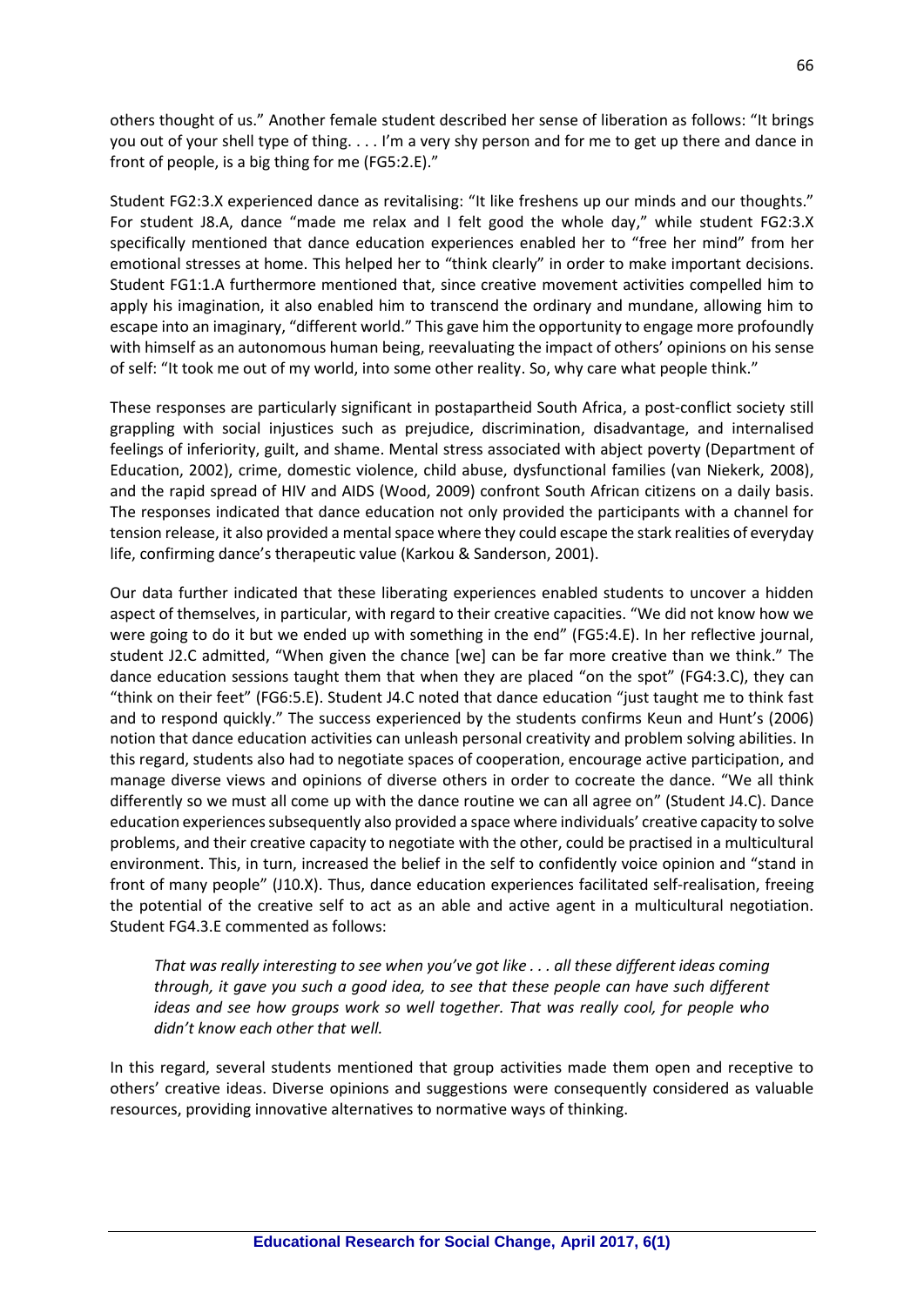others thought of us." Another female student described her sense of liberation as follows: "It brings you out of your shell type of thing. . . . I'm a very shy person and for me to get up there and dance in front of people, is a big thing for me (FG5:2.E)."

Student FG2:3.X experienced dance as revitalising: "It like freshens up our minds and our thoughts." For student J8.A, dance "made me relax and I felt good the whole day," while student FG2:3.X specifically mentioned that dance education experiences enabled her to "free her mind" from her emotional stresses at home. This helped her to "think clearly" in order to make important decisions. Student FG1:1.A furthermore mentioned that, since creative movement activities compelled him to apply his imagination, it also enabled him to transcend the ordinary and mundane, allowing him to escape into an imaginary, "different world." This gave him the opportunity to engage more profoundly with himself as an autonomous human being, reevaluating the impact of others' opinions on his sense of self: "It took me out of my world, into some other reality. So, why care what people think."

These responses are particularly significant in postapartheid South Africa, a post-conflict society still grappling with social injustices such as prejudice, discrimination, disadvantage, and internalised feelings of inferiority, guilt, and shame. Mental stress associated with abject poverty (Department of Education, 2002), crime, domestic violence, child abuse, dysfunctional families (van Niekerk, 2008), and the rapid spread of HIV and AIDS (Wood, 2009) confront South African citizens on a daily basis. The responses indicated that dance education not only provided the participants with a channel for tension release, it also provided a mental space where they could escape the stark realities of everyday life, confirming dance's therapeutic value (Karkou & Sanderson, 2001).

Our data further indicated that these liberating experiences enabled students to uncover a hidden aspect of themselves, in particular, with regard to their creative capacities. "We did not know how we were going to do it but we ended up with something in the end" (FG5:4.E). In her reflective journal, student J2.C admitted, "When given the chance [we] can be far more creative than we think." The dance education sessions taught them that when they are placed "on the spot" (FG4:3.C), they can "think on their feet" (FG6:5.E). Student J4.C noted that dance education "just taught me to think fast and to respond quickly." The success experienced by the students confirms Keun and Hunt's (2006) notion that dance education activities can unleash personal creativity and problem solving abilities. In this regard, students also had to negotiate spaces of cooperation, encourage active participation, and manage diverse views and opinions of diverse others in order to cocreate the dance. "We all think differently so we must all come up with the dance routine we can all agree on" (Student J4.C). Dance education experiences subsequently also provided a space where individuals' creative capacity to solve problems, and their creative capacity to negotiate with the other, could be practised in a multicultural environment. This, in turn, increased the belief in the self to confidently voice opinion and "stand in front of many people" (J10.X). Thus, dance education experiences facilitated self-realisation, freeing the potential of the creative self to act as an able and active agent in a multicultural negotiation. Student FG4.3.E commented as follows:

> *That was really interesting to see when you've got like . . . all these different ideas coming through, it gave you such a good idea, to see that these people can have such different ideas and see how groups work so well together. That was really cool, for people who didn't know each other that well.*

In this regard, several students mentioned that group activities made them open and receptive to others' creative ideas. Diverse opinions and suggestions were consequently considered as valuable resources, providing innovative alternatives to normative ways of thinking.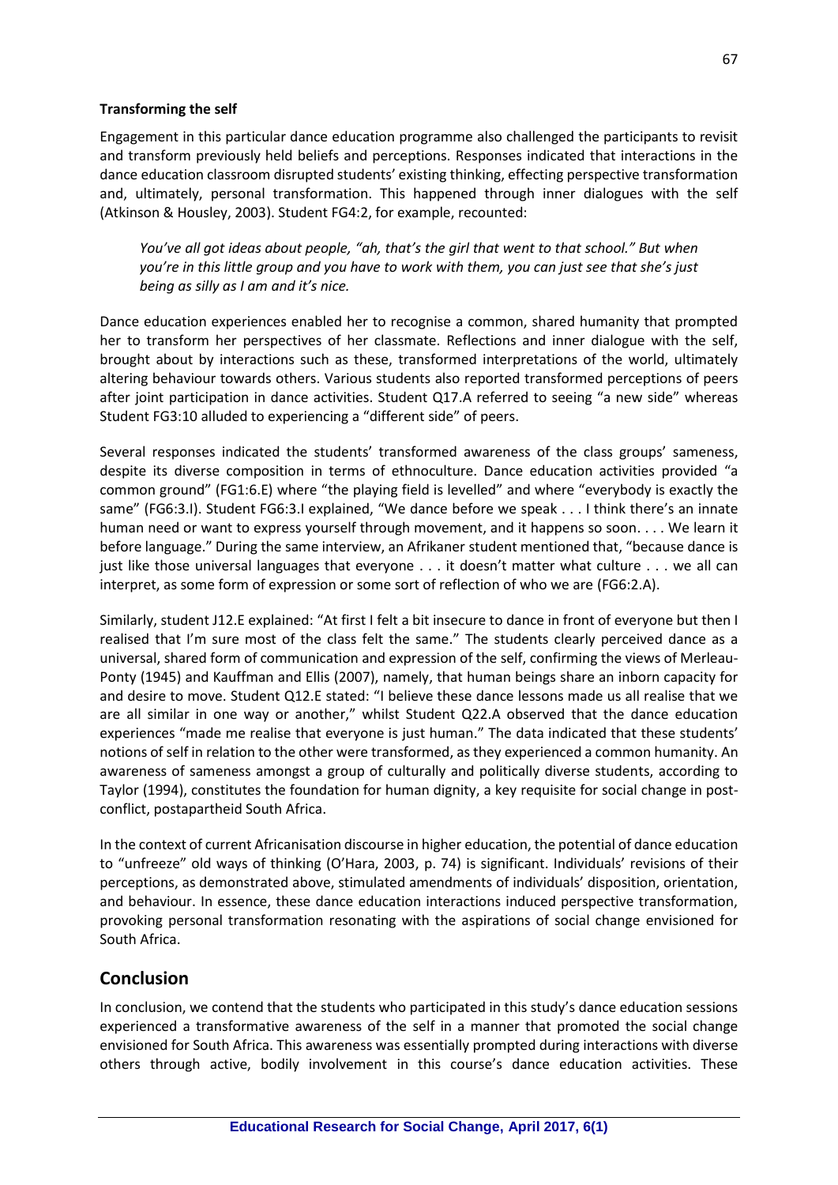**Transforming the self**

Engagement in this particular dance education programme also challenged the participants to revisit and transform previously held beliefs and perceptions. Responses indicated that interactions in the dance education classroom disrupted students' existing thinking, effecting perspective transformation and, ultimately, personal transformation. This happened through inner dialogues with the self (Atkinson & Housley, 2003). Student FG4:2, for example, recounted:

> *You've all got ideas about people, "ah, that's the girl that went to that school." But when you're in this little group and you have to work with them, you can just see that she's just being as silly as I am and it's nice.*

Dance education experiences enabled her to recognise a common, shared humanity that prompted her to transform her perspectives of her classmate. Reflections and inner dialogue with the self, brought about by interactions such as these, transformed interpretations of the world, ultimately altering behaviour towards others. Various students also reported transformed perceptions of peers after joint participation in dance activities. Student Q17.A referred to seeing "a new side" whereas Student FG3:10 alluded to experiencing a "different side" of peers.

Several responses indicated the students' transformed awareness of the class groups' sameness, despite its diverse composition in terms of ethnoculture. Dance education activities provided "a common ground" (FG1:6.E) where "the playing field is levelled" and where "everybody is exactly the same" (FG6:3.I). Student FG6:3.I explained, "We dance before we speak . . . I think there's an innate human need or want to express yourself through movement, and it happens so soon. . . . We learn it before language." During the same interview, an Afrikaner student mentioned that, "because dance is just like those universal languages that everyone . . . it doesn't matter what culture . . . we all can interpret, as some form of expression or some sort of reflection of who we are (FG6:2.A).

Similarly, student J12.E explained: "At first I felt a bit insecure to dance in front of everyone but then I realised that I'm sure most of the class felt the same." The students clearly perceived dance as a universal, shared form of communication and expression of the self, confirming the views of Merleau-Ponty (1945) and Kauffman and Ellis (2007), namely, that human beings share an inborn capacity for and desire to move. Student Q12.E stated: "I believe these dance lessons made us all realise that we are all similar in one way or another," whilst Student Q22.A observed that the dance education experiences "made me realise that everyone is just human." The data indicated that these students' notions of self in relation to the other were transformed, as they experienced a common humanity. An awareness of sameness amongst a group of culturally and politically diverse students, according to Taylor (1994), constitutes the foundation for human dignity, a key requisite for social change in post-conflict, postapartheid South Africa.

In the context of current Africanisation discourse in higher education, the potential of dance education to "unfreeze" old ways of thinking (O'Hara, 2003, p. 74) is significant. Individuals' revisions of their perceptions, as demonstrated above, stimulated amendments of individuals' disposition, orientation, and behaviour. In essence, these dance education interactions induced perspective transformation, provoking personal transformation resonating with the aspirations of social change envisioned for South Africa.

## Conclusion

In conclusion, we contend that the students who participated in this study's dance education sessions experienced a transformative awareness of the self in a manner that promoted the social change envisioned for South Africa. This awareness was essentially prompted during interactions with diverse others through active, bodily involvement in this course's dance education activities. These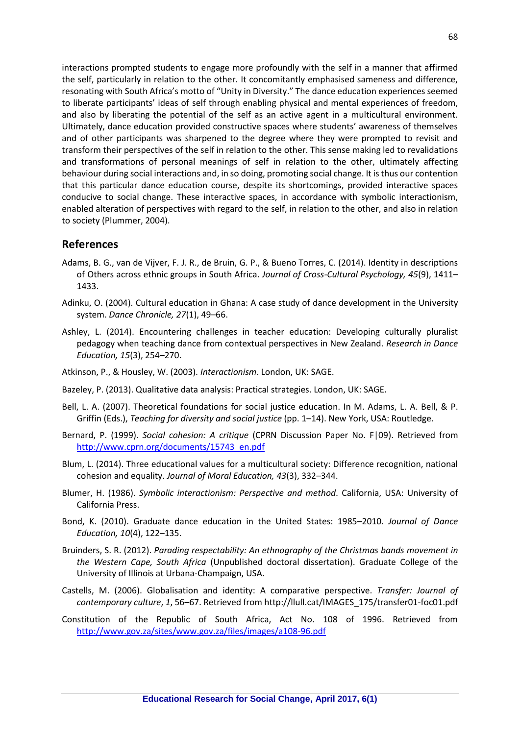interactions prompted students to engage more profoundly with the self in a manner that affirmed the self, particularly in relation to the other. It concomitantly emphasised sameness and difference, resonating with South Africa's motto of "Unity in Diversity." The dance education experiences seemed to liberate participants' ideas of self through enabling physical and mental experiences of freedom, and also by liberating the potential of the self as an active agent in a multicultural environment. Ultimately, dance education provided constructive spaces where students' awareness of themselves and of other participants was sharpened to the degree where they were prompted to revisit and transform their perspectives of the self in relation to the other. This sense making led to revalidations and transformations of personal meanings of self in relation to the other, ultimately affecting behaviour during social interactions and, in so doing, promoting social change. It is thus our contention that this particular dance education course, despite its shortcomings, provided interactive spaces conducive to social change. These interactive spaces, in accordance with symbolic interactionism, enabled alteration of perspectives with regard to the self, in relation to the other, and also in relation to society (Plummer, 2004).

## References

Adams, B. G., van de Vijver, F. J. R., de Bruin, G. P., & Bueno Torres, C. (2014). Identity in descriptions of Others across ethnic groups in South Africa. *Journal of Cross-Cultural Psychology, 45*(9), 1411–1433.

Adinku, O. (2004). Cultural education in Ghana: A case study of dance development in the University system. *Dance Chronicle, 27*(1), 49–66.

Ashley, L. (2014). Encountering challenges in teacher education: Developing culturally pluralist pedagogy when teaching dance from contextual perspectives in New Zealand. *Research in Dance Education, 15*(3), 254–270.

Atkinson, P., & Housley, W. (2003). *Interactionism*. London, UK: SAGE.

Bazeley, P. (2013). Qualitative data analysis: Practical strategies. London, UK: SAGE.

Bell, L. A. (2007). Theoretical foundations for social justice education. In M. Adams, L. A. Bell, & P. Griffin (Eds.), *Teaching for diversity and social justice* (pp. 1–14). New York, USA: Routledge.

Bernard, P. (1999). *Social cohesion: A critique* (CPRN Discussion Paper No. F|09). Retrieved from http://www.cprn.org/documents/15743_en.pdf

Blum, L. (2014). Three educational values for a multicultural society: Difference recognition, national cohesion and equality. *Journal of Moral Education, 43*(3), 332–344.

Blumer, H. (1986). *Symbolic interactionism: Perspective and method*. California, USA: University of California Press.

Bond, K. (2010). Graduate dance education in the United States: 1985–2010*. Journal of Dance Education, 10*(4), 122–135.

Bruinders, S. R. (2012). *Parading respectability: An ethnography of the Christmas bands movement in the Western Cape, South Africa* (Unpublished doctoral dissertation). Graduate College of the University of Illinois at Urbana-Champaign, USA.

Castells, M. (2006). Globalisation and identity: A comparative perspective. *Transfer: Journal of contemporary culture*, *1*, 56–67. Retrieved from http://llull.cat/IMAGES_175/transfer01-foc01.pdf

Constitution of the Republic of South Africa, Act No. 108 of 1996. Retrieved from http://www.gov.za/sites/www.gov.za/files/images/a108-96.pdf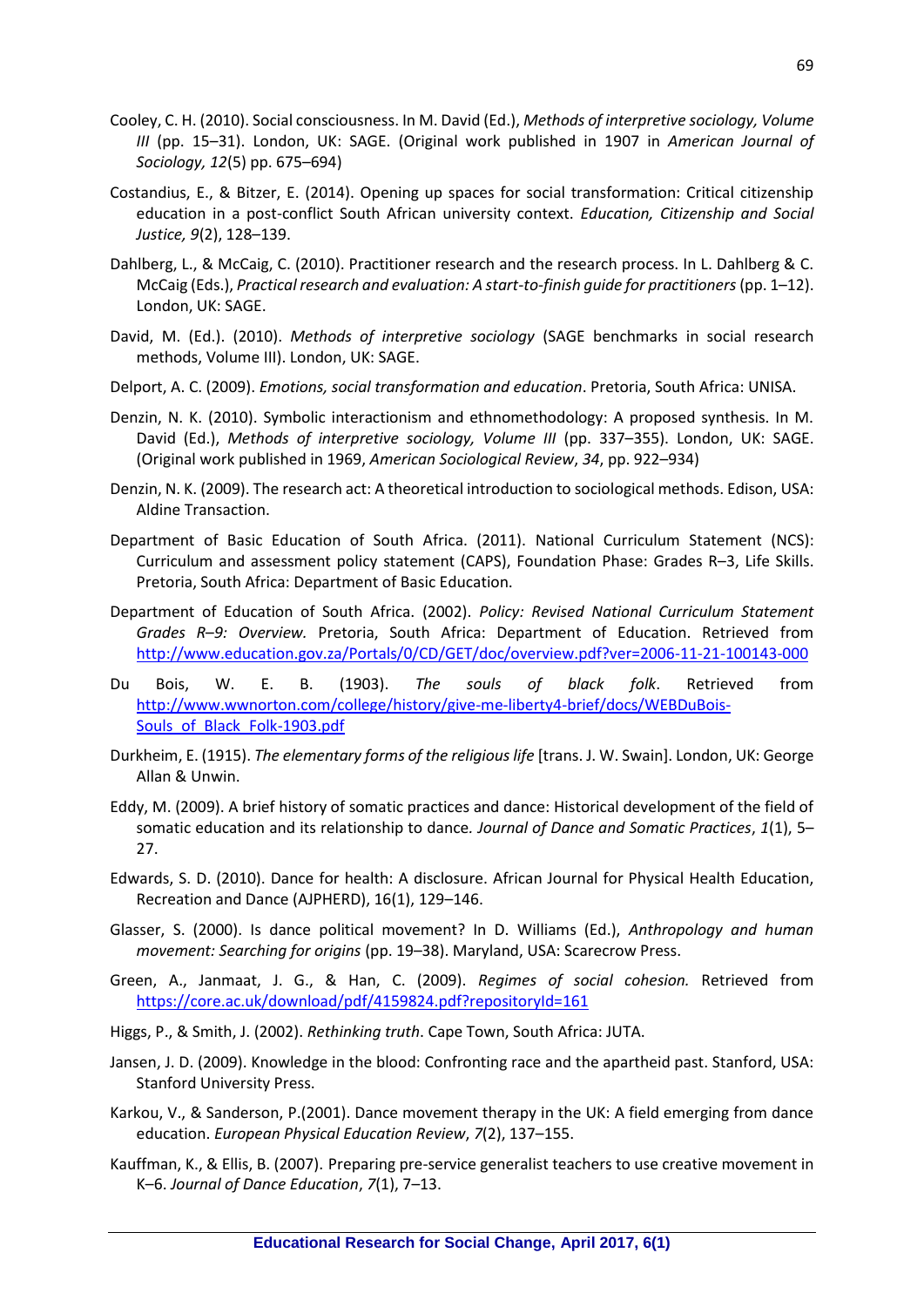Cooley, C. H. (2010). Social consciousness. In M. David (Ed.), *Methods of interpretive sociology, Volume III* (pp. 15–31). London, UK: SAGE. (Original work published in 1907 in *American Journal of Sociology, 12*(5) pp. 675–694)

Costandius, E., & Bitzer, E. (2014). Opening up spaces for social transformation: Critical citizenship education in a post-conflict South African university context. *Education, Citizenship and Social Justice, 9*(2), 128–139.

Dahlberg, L., & McCaig, C. (2010). Practitioner research and the research process. In L. Dahlberg & C. McCaig (Eds.), *Practical research and evaluation: A start-to-finish guide for practitioners* (pp. 1–12). London, UK: SAGE.

David, M. (Ed.). (2010). *Methods of interpretive sociology* (SAGE benchmarks in social research methods, Volume III). London, UK: SAGE.

Delport, A. C. (2009). *Emotions, social transformation and education*. Pretoria, South Africa: UNISA.

Denzin, N. K. (2010). Symbolic interactionism and ethnomethodology: A proposed synthesis. In M. David (Ed.), *Methods of interpretive sociology, Volume III* (pp. 337–355). London, UK: SAGE. (Original work published in 1969, *American Sociological Review*, *34*, pp. 922–934)

Denzin, N. K. (2009). The research act: A theoretical introduction to sociological methods. Edison, USA: Aldine Transaction.

Department of Basic Education of South Africa. (2011). National Curriculum Statement (NCS): Curriculum and assessment policy statement (CAPS), Foundation Phase: Grades R–3, Life Skills. Pretoria, South Africa: Department of Basic Education.

Department of Education of South Africa. (2002). *Policy: Revised National Curriculum Statement Grades R–9: Overview.* Pretoria, South Africa: Department of Education. Retrieved from http://www.education.gov.za/Portals/0/CD/GET/doc/overview.pdf?ver=2006-11-21-100143-000

Du Bois, W. E. B. (1903). *The souls of black folk*. Retrieved from http://www.wwnorton.com/college/history/give-me-liberty4-brief/docs/WEBDuBois-Souls_of_Black_Folk-1903.pdf

Durkheim, E. (1915). *The elementary forms of the religious life* [trans. J. W. Swain]. London, UK: George Allan & Unwin.

Eddy, M. (2009). A brief history of somatic practices and dance: Historical development of the field of somatic education and its relationship to dance. *Journal of Dance and Somatic Practices*, *1*(1), 5–27.

Edwards, S. D. (2010). Dance for health: A disclosure. African Journal for Physical Health Education, Recreation and Dance (AJPHERD), 16(1), 129–146.

Glasser, S. (2000). Is dance political movement? In D. Williams (Ed.), *Anthropology and human movement: Searching for origins* (pp. 19–38). Maryland, USA: Scarecrow Press.

Green, A., Janmaat, J. G., & Han, C. (2009). *Regimes of social cohesion.* Retrieved from https://core.ac.uk/download/pdf/4159824.pdf?repositoryId=161

Higgs, P., & Smith, J. (2002). *Rethinking truth*. Cape Town, South Africa: JUTA.

Jansen, J. D. (2009). Knowledge in the blood: Confronting race and the apartheid past. Stanford, USA: Stanford University Press.

Karkou, V., & Sanderson, P.(2001). Dance movement therapy in the UK: A field emerging from dance education. *European Physical Education Review*, *7*(2), 137–155.

Kauffman, K., & Ellis, B. (2007). Preparing pre-service generalist teachers to use creative movement in K–6. *Journal of Dance Education*, *7*(1), 7–13.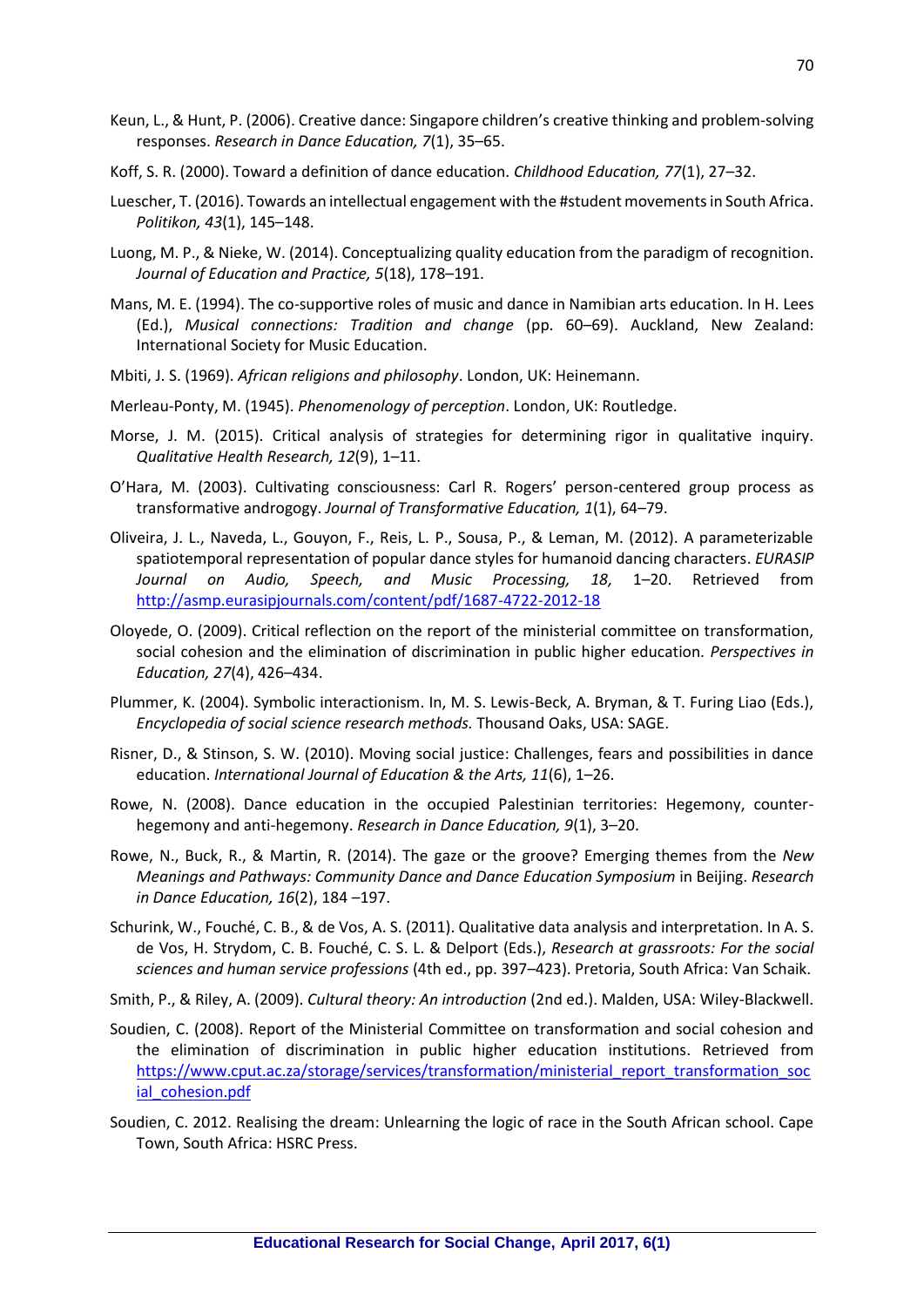Keun, L., & Hunt, P. (2006). Creative dance: Singapore children's creative thinking and problem-solving responses. *Research in Dance Education, 7*(1), 35–65.

Koff, S. R. (2000). Toward a definition of dance education. *Childhood Education, 77*(1), 27–32.

Luescher, T. (2016). Towards an intellectual engagement with the #student movements in South Africa. *Politikon, 43*(1), 145–148.

Luong, M. P., & Nieke, W. (2014). Conceptualizing quality education from the paradigm of recognition. *Journal of Education and Practice, 5*(18), 178–191.

Mans, M. E. (1994). The co-supportive roles of music and dance in Namibian arts education. In H. Lees (Ed.), *Musical connections: Tradition and change* (pp. 60–69). Auckland, New Zealand: International Society for Music Education.

Mbiti, J. S. (1969). *African religions and philosophy*. London, UK: Heinemann.

Merleau-Ponty, M. (1945). *Phenomenology of perception*. London, UK: Routledge.

Morse, J. M. (2015). Critical analysis of strategies for determining rigor in qualitative inquiry. *Qualitative Health Research, 12*(9), 1–11.

O'Hara, M. (2003). Cultivating consciousness: Carl R. Rogers' person-centered group process as transformative androgogy. *Journal of Transformative Education, 1*(1), 64–79.

Oliveira, J. L., Naveda, L., Gouyon, F., Reis, L. P., Sousa, P., & Leman, M. (2012). A parameterizable spatiotemporal representation of popular dance styles for humanoid dancing characters. *EURASIP Journal on Audio, Speech, and Music Processing, 18,* 1–20. Retrieved from http://asmp.eurasipjournals.com/content/pdf/1687-4722-2012-18

Oloyede, O. (2009). Critical reflection on the report of the ministerial committee on transformation, social cohesion and the elimination of discrimination in public higher education. *Perspectives in Education, 27*(4), 426–434.

Plummer, K. (2004). Symbolic interactionism. In, M. S. Lewis-Beck, A. Bryman, & T. Furing Liao (Eds.), *Encyclopedia of social science research methods.* Thousand Oaks, USA: SAGE.

Risner, D., & Stinson, S. W. (2010). Moving social justice: Challenges, fears and possibilities in dance education. *International Journal of Education & the Arts, 11*(6), 1–26.

Rowe, N. (2008). Dance education in the occupied Palestinian territories: Hegemony, counter-hegemony and anti-hegemony. *Research in Dance Education, 9*(1), 3–20.

Rowe, N., Buck, R., & Martin, R. (2014). The gaze or the groove? Emerging themes from the *New Meanings and Pathways: Community Dance and Dance Education Symposium* in Beijing. *Research in Dance Education, 16*(2), 184 –197.

Schurink, W., Fouché, C. B., & de Vos, A. S. (2011). Qualitative data analysis and interpretation. In A. S. de Vos, H. Strydom, C. B. Fouché, C. S. L. & Delport (Eds.), *Research at grassroots: For the social sciences and human service professions* (4th ed., pp. 397–423). Pretoria, South Africa: Van Schaik.

Smith, P., & Riley, A. (2009). *Cultural theory: An introduction* (2nd ed.). Malden, USA: Wiley-Blackwell.

Soudien, C. (2008). Report of the Ministerial Committee on transformation and social cohesion and the elimination of discrimination in public higher education institutions. Retrieved from https://www.cput.ac.za/storage/services/transformation/ministerial_report_transformation_social_cohesion.pdf

Soudien, C. 2012. Realising the dream: Unlearning the logic of race in the South African school. Cape Town, South Africa: HSRC Press.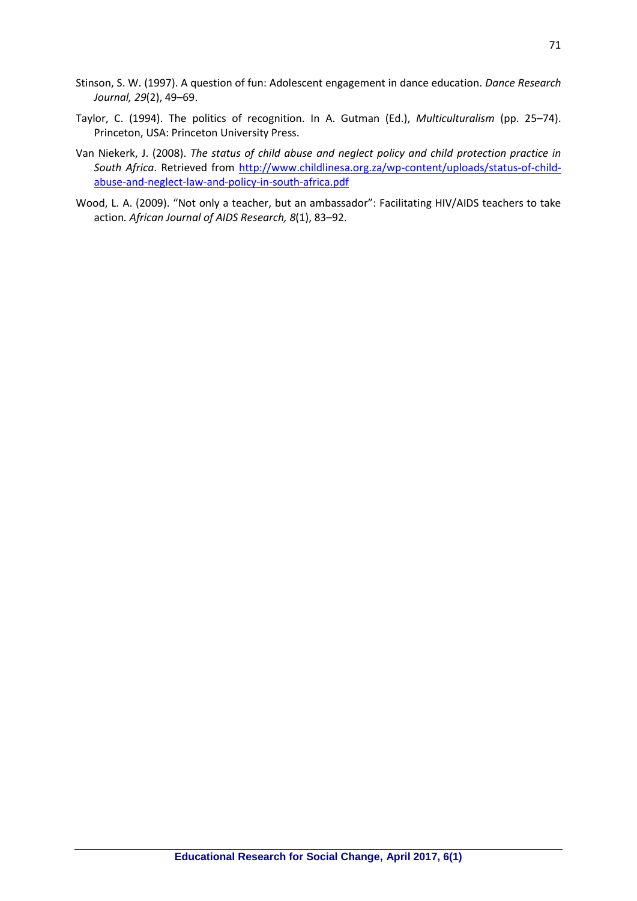Stinson, S. W. (1997). A question of fun: Adolescent engagement in dance education. *Dance Research Journal, 29*(2), 49–69.

Taylor, C. (1994). The politics of recognition. In A. Gutman (Ed.), *Multiculturalism* (pp. 25–74). Princeton, USA: Princeton University Press.

Van Niekerk, J. (2008). *The status of child abuse and neglect policy and child protection practice in South Africa*. Retrieved from http://www.childlinesa.org.za/wp-content/uploads/status-of-child-abuse-and-neglect-law-and-policy-in-south-africa.pdf

Wood, L. A. (2009). "Not only a teacher, but an ambassador": Facilitating HIV/AIDS teachers to take action. *African Journal of AIDS Research, 8*(1), 83–92.